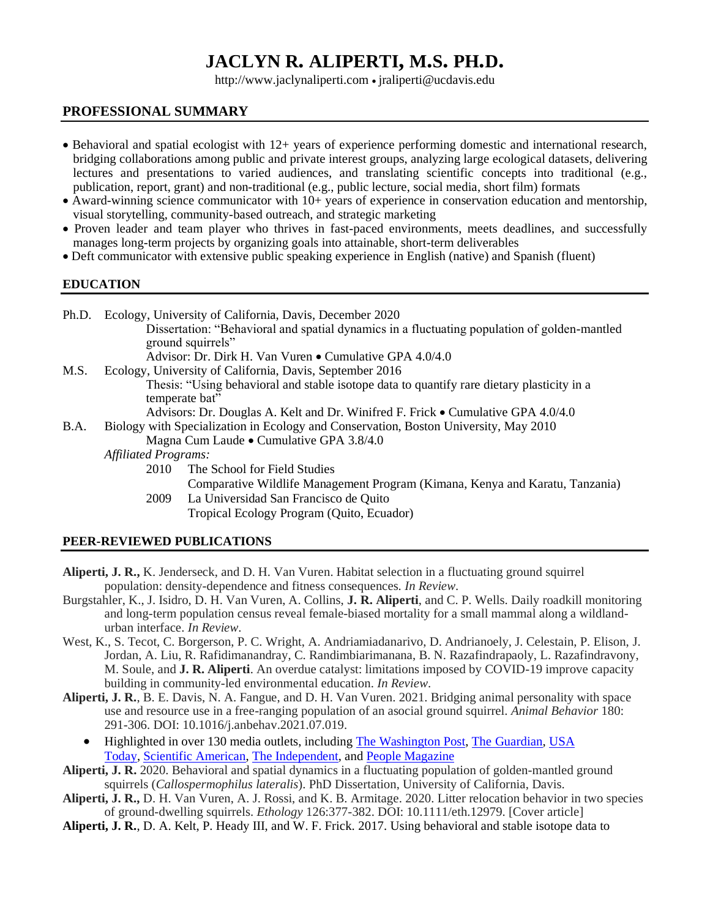# JACLYN R. ALIPERTI, M.S. PH.D.

http://www.jaclynaliperti.com • jraliperti@ucdavis.edu

## PROFESSIONAL SUMMARY

- Behavioral and spatial ecologist with 12+ years of experience performing domestic and international research, bridging collaborations among public and private interest groups, analyzing large ecological datasets, delivering lectures and presentations to varied audiences, and translating scientific concepts into traditional (e.g., publication, report, grant) and non-traditional (e.g., public lecture, social media, short film) formats
- Award-winning science communicator with 10+ years of experience in conservation education and mentorship, visual storytelling, community-based outreach, and strategic marketing
- Proven leader and team player who thrives in fast-paced environments, meets deadlines, and successfully manages long-term projects by organizing goals into attainable, short-term deliverables
- Deft communicator with extensive public speaking experience in English (native) and Spanish (fluent)

## EDUCATION

Ph.D. Ecology, University of California, Davis, December 2020
Dissertation: "Behavioral and spatial dynamics in a fluctuating population of golden-mantled ground squirrels"
Advisor: Dr. Dirk H. Van Vuren • Cumulative GPA 4.0/4.0

M.S. Ecology, University of California, Davis, September 2016
Thesis: "Using behavioral and stable isotope data to quantify rare dietary plasticity in a temperate bat"
Advisors: Dr. Douglas A. Kelt and Dr. Winifred F. Frick • Cumulative GPA 4.0/4.0

B.A. Biology with Specialization in Ecology and Conservation, Boston University, May 2010
Magna Cum Laude • Cumulative GPA 3.8/4.0

*Affiliated Programs:*

2010 The School for Field Studies
Comparative Wildlife Management Program (Kimana, Kenya and Karatu, Tanzania)

2009 La Universidad San Francisco de Quito
Tropical Ecology Program (Quito, Ecuador)

## PEER-REVIEWED PUBLICATIONS

**Aliperti, J. R.,** K. Jenderseck, and D. H. Van Vuren. Habitat selection in a fluctuating ground squirrel population: density-dependence and fitness consequences. *In Review*.

Burgstahler, K., J. Isidro, D. H. Van Vuren, A. Collins, **J. R. Aliperti**, and C. P. Wells. Daily roadkill monitoring and long-term population census reveal female-biased mortality for a small mammal along a wildland-urban interface. *In Review*.

West, K., S. Tecot, C. Borgerson, P. C. Wright, A. Andriamiadanarivo, D. Andrianoely, J. Celestain, P. Elison, J. Jordan, A. Liu, R. Rafidimanandray, C. Randimbiarimanana, B. N. Razafindrapaoly, L. Razafindravony, M. Soule, and **J. R. Aliperti**. An overdue catalyst: limitations imposed by COVID-19 improve capacity building in community-led environmental education. *In Review*.

**Aliperti, J. R.**, B. E. Davis, N. A. Fangue, and D. H. Van Vuren. 2021. Bridging animal personality with space use and resource use in a free-ranging population of an asocial ground squirrel. *Animal Behavior* 180: 291-306. DOI: 10.1016/j.anbehav.2021.07.019.

- Highlighted in over 130 media outlets, including The Washington Post, The Guardian, USA Today, Scientific American, The Independent, and People Magazine

**Aliperti, J. R.** 2020. Behavioral and spatial dynamics in a fluctuating population of golden-mantled ground squirrels (*Callospermophilus lateralis*). PhD Dissertation, University of California, Davis.

**Aliperti, J. R.,** D. H. Van Vuren, A. J. Rossi, and K. B. Armitage. 2020. Litter relocation behavior in two species of ground-dwelling squirrels. *Ethology* 126:377-382. DOI: 10.1111/eth.12979. [Cover article]

**Aliperti, J. R.**, D. A. Kelt, P. Heady III, and W. F. Frick. 2017. Using behavioral and stable isotope data to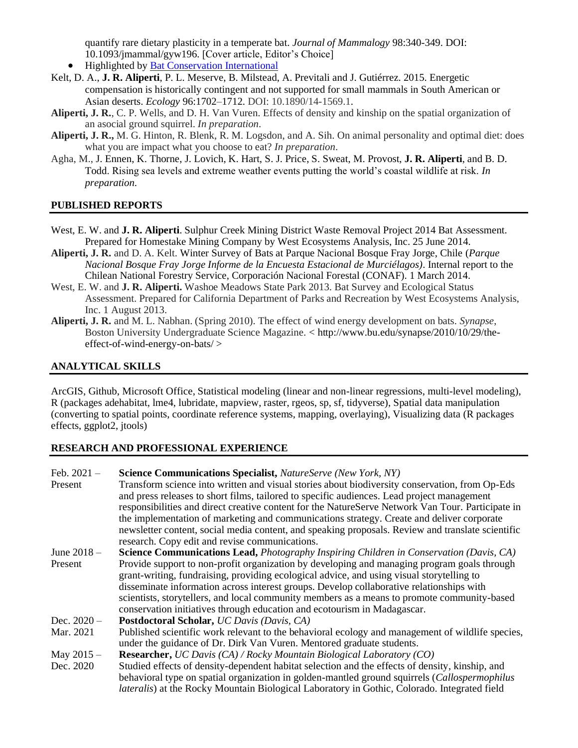quantify rare dietary plasticity in a temperate bat. *Journal of Mammalogy* 98:340-349. DOI: 10.1093/jmammal/gyw196. [Cover article, Editor's Choice]

- Highlighted by [Bat Conservation International]

Kelt, D. A., **J. R. Aliperti**, P. L. Meserve, B. Milstead, A. Previtali and J. Gutiérrez. 2015. Energetic compensation is historically contingent and not supported for small mammals in South American or Asian deserts. *Ecology* 96:1702–1712. DOI: 10.1890/14-1569.1.

**Aliperti, J. R.**, C. P. Wells, and D. H. Van Vuren. Effects of density and kinship on the spatial organization of an asocial ground squirrel. *In preparation*.

**Aliperti, J. R.,** M. G. Hinton, R. Blenk, R. M. Logsdon, and A. Sih. On animal personality and optimal diet: does what you are impact what you choose to eat? *In preparation*.

Agha, M., J. Ennen, K. Thorne, J. Lovich, K. Hart, S. J. Price, S. Sweat, M. Provost, **J. R. Aliperti**, and B. D. Todd. Rising sea levels and extreme weather events putting the world's coastal wildlife at risk. *In preparation.*

## PUBLISHED REPORTS

West, E. W. and **J. R. Aliperti**. Sulphur Creek Mining District Waste Removal Project 2014 Bat Assessment. Prepared for Homestake Mining Company by West Ecosystems Analysis, Inc. 25 June 2014.

**Aliperti, J. R.** and D. A. Kelt. Winter Survey of Bats at Parque Nacional Bosque Fray Jorge, Chile (*Parque Nacional Bosque Fray Jorge Informe de la Encuesta Estacional de Murciélagos)*. Internal report to the Chilean National Forestry Service, Corporación Nacional Forestal (CONAF). 1 March 2014.

West, E. W. and **J. R. Aliperti.** Washoe Meadows State Park 2013. Bat Survey and Ecological Status Assessment. Prepared for California Department of Parks and Recreation by West Ecosystems Analysis, Inc. 1 August 2013.

**Aliperti, J. R.** and M. L. Nabhan. (Spring 2010). The effect of wind energy development on bats. *Synapse*, Boston University Undergraduate Science Magazine. < http://www.bu.edu/synapse/2010/10/29/the-effect-of-wind-energy-on-bats/ >

## ANALYTICAL SKILLS

ArcGIS, Github, Microsoft Office, Statistical modeling (linear and non-linear regressions, multi-level modeling), R (packages adehabitat, lme4, lubridate, mapview, raster, rgeos, sp, sf, tidyverse), Spatial data manipulation (converting to spatial points, coordinate reference systems, mapping, overlaying), Visualizing data (R packages effects, ggplot2, jtools)

## RESEARCH AND PROFESSIONAL EXPERIENCE

Feb. 2021 – Present — **Science Communications Specialist,** *NatureServe (New York, NY)*
Transform science into written and visual stories about biodiversity conservation, from Op-Eds and press releases to short films, tailored to specific audiences. Lead project management responsibilities and direct creative content for the NatureServe Network Van Tour. Participate in the implementation of marketing and communications strategy. Create and deliver corporate newsletter content, social media content, and speaking proposals. Review and translate scientific research. Copy edit and revise communications.

June 2018 – Present — **Science Communications Lead,** *Photography Inspiring Children in Conservation (Davis, CA)*
Provide support to non-profit organization by developing and managing program goals through grant-writing, fundraising, providing ecological advice, and using visual storytelling to disseminate information across interest groups. Develop collaborative relationships with scientists, storytellers, and local community members as a means to promote community-based conservation initiatives through education and ecotourism in Madagascar.

Dec. 2020 – Mar. 2021 — **Postdoctoral Scholar,** *UC Davis (Davis, CA)*
Published scientific work relevant to the behavioral ecology and management of wildlife species, under the guidance of Dr. Dirk Van Vuren. Mentored graduate students.

May 2015 – Dec. 2020 — **Researcher,** *UC Davis (CA) / Rocky Mountain Biological Laboratory (CO)*
Studied effects of density-dependent habitat selection and the effects of density, kinship, and behavioral type on spatial organization in golden-mantled ground squirrels (*Callospermophilus lateralis*) at the Rocky Mountain Biological Laboratory in Gothic, Colorado. Integrated field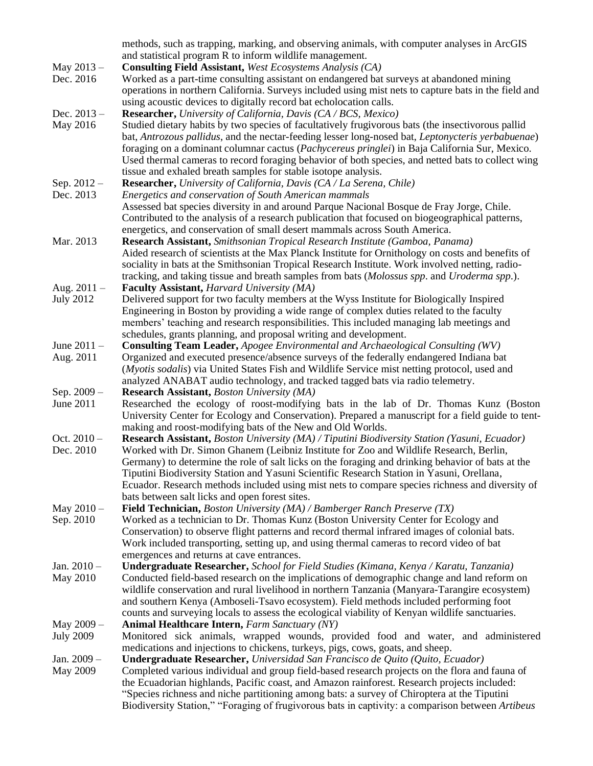methods, such as trapping, marking, and observing animals, with computer analyses in ArcGIS and statistical program R to inform wildlife management.

May 2013 – Dec. 2016
**Consulting Field Assistant,** *West Ecosystems Analysis (CA)*
Worked as a part-time consulting assistant on endangered bat surveys at abandoned mining operations in northern California. Surveys included using mist nets to capture bats in the field and using acoustic devices to digitally record bat echolocation calls.

Dec. 2013 – May 2016
**Researcher,** *University of California, Davis (CA / BCS, Mexico)*
Studied dietary habits by two species of facultatively frugivorous bats (the insectivorous pallid bat, *Antrozous pallidus*, and the nectar-feeding lesser long-nosed bat, *Leptonycteris yerbabuenae*) foraging on a dominant columnar cactus (*Pachycereus pringlei*) in Baja California Sur, Mexico. Used thermal cameras to record foraging behavior of both species, and netted bats to collect wing tissue and exhaled breath samples for stable isotope analysis.

Sep. 2012 – Dec. 2013
**Researcher,** *University of California, Davis (CA / La Serena, Chile)*
*Energetics and conservation of South American mammals*
Assessed bat species diversity in and around Parque Nacional Bosque de Fray Jorge, Chile. Contributed to the analysis of a research publication that focused on biogeographical patterns, energetics, and conservation of small desert mammals across South America.

Mar. 2013
**Research Assistant,** *Smithsonian Tropical Research Institute (Gamboa, Panama)*
Aided research of scientists at the Max Planck Institute for Ornithology on costs and benefits of sociality in bats at the Smithsonian Tropical Research Institute. Work involved netting, radio-tracking, and taking tissue and breath samples from bats (*Molossus spp*. and *Uroderma spp*.).

Aug. 2011 – July 2012
**Faculty Assistant,** *Harvard University (MA)*
Delivered support for two faculty members at the Wyss Institute for Biologically Inspired Engineering in Boston by providing a wide range of complex duties related to the faculty members' teaching and research responsibilities. This included managing lab meetings and schedules, grants planning, and proposal writing and development.

June 2011 – Aug. 2011
**Consulting Team Leader,** *Apogee Environmental and Archaeological Consulting (WV)*
Organized and executed presence/absence surveys of the federally endangered Indiana bat (*Myotis sodalis*) via United States Fish and Wildlife Service mist netting protocol, used and analyzed ANABAT audio technology, and tracked tagged bats via radio telemetry.

Sep. 2009 – June 2011
**Research Assistant,** *Boston University (MA)*
Researched the ecology of roost-modifying bats in the lab of Dr. Thomas Kunz (Boston University Center for Ecology and Conservation). Prepared a manuscript for a field guide to tent-making and roost-modifying bats of the New and Old Worlds.

Oct. 2010 – Dec. 2010
**Research Assistant,** *Boston University (MA) / Tiputini Biodiversity Station (Yasuni, Ecuador)*
Worked with Dr. Simon Ghanem (Leibniz Institute for Zoo and Wildlife Research, Berlin, Germany) to determine the role of salt licks on the foraging and drinking behavior of bats at the Tiputini Biodiversity Station and Yasuni Scientific Research Station in Yasuni, Orellana, Ecuador. Research methods included using mist nets to compare species richness and diversity of bats between salt licks and open forest sites.

May 2010 – Sep. 2010
**Field Technician,** *Boston University (MA) / Bamberger Ranch Preserve (TX)*
Worked as a technician to Dr. Thomas Kunz (Boston University Center for Ecology and Conservation) to observe flight patterns and record thermal infrared images of colonial bats. Work included transporting, setting up, and using thermal cameras to record video of bat emergences and returns at cave entrances.

Jan. 2010 – May 2010
**Undergraduate Researcher,** *School for Field Studies (Kimana, Kenya / Karatu, Tanzania)*
Conducted field-based research on the implications of demographic change and land reform on wildlife conservation and rural livelihood in northern Tanzania (Manyara-Tarangire ecosystem) and southern Kenya (Amboseli-Tsavo ecosystem). Field methods included performing foot counts and surveying locals to assess the ecological viability of Kenyan wildlife sanctuaries.

May 2009 – July 2009
**Animal Healthcare Intern,** *Farm Sanctuary (NY)*
Monitored sick animals, wrapped wounds, provided food and water, and administered medications and injections to chickens, turkeys, pigs, cows, goats, and sheep.

Jan. 2009 – May 2009
**Undergraduate Researcher,** *Universidad San Francisco de Quito (Quito, Ecuador)*
Completed various individual and group field-based research projects on the flora and fauna of the Ecuadorian highlands, Pacific coast, and Amazon rainforest. Research projects included: "Species richness and niche partitioning among bats: a survey of Chiroptera at the Tiputini Biodiversity Station," "Foraging of frugivorous bats in captivity: a comparison between *Artibeus*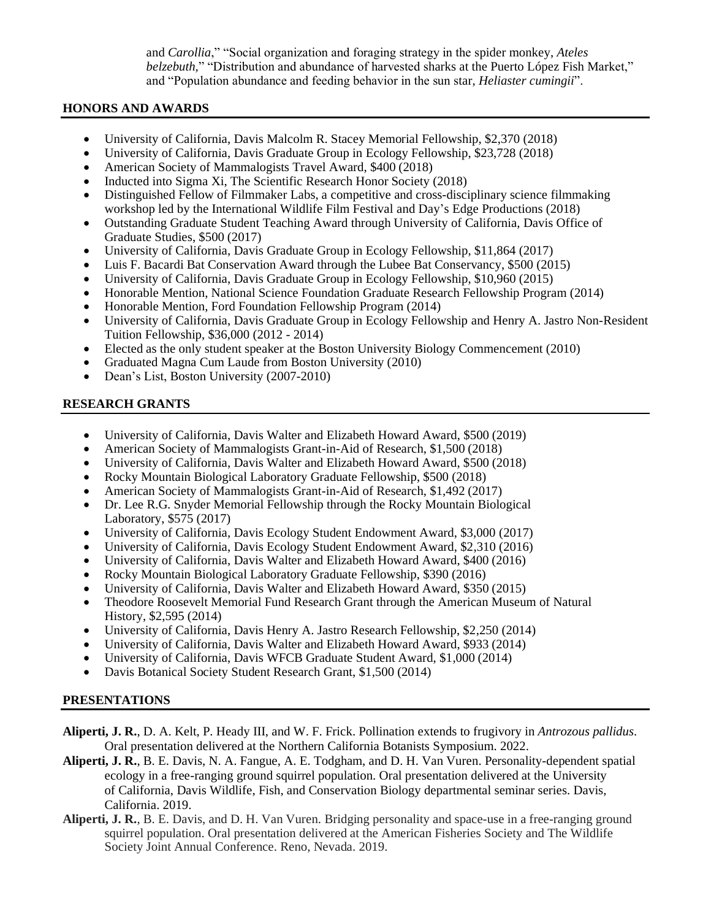and *Carollia*," "Social organization and foraging strategy in the spider monkey, *Ateles belzebuth*," "Distribution and abundance of harvested sharks at the Puerto López Fish Market," and "Population abundance and feeding behavior in the sun star, *Heliaster cumingii*".

## HONORS AND AWARDS

- University of California, Davis Malcolm R. Stacey Memorial Fellowship, $2,370 (2018)
- University of California, Davis Graduate Group in Ecology Fellowship, $23,728 (2018)
- American Society of Mammalogists Travel Award, $400 (2018)
- Inducted into Sigma Xi, The Scientific Research Honor Society (2018)
- Distinguished Fellow of Filmmaker Labs, a competitive and cross-disciplinary science filmmaking workshop led by the International Wildlife Film Festival and Day's Edge Productions (2018)
- Outstanding Graduate Student Teaching Award through University of California, Davis Office of Graduate Studies, $500 (2017)
- University of California, Davis Graduate Group in Ecology Fellowship, $11,864 (2017)
- Luis F. Bacardi Bat Conservation Award through the Lubee Bat Conservancy, $500 (2015)
- University of California, Davis Graduate Group in Ecology Fellowship, $10,960 (2015)
- Honorable Mention, National Science Foundation Graduate Research Fellowship Program (2014)
- Honorable Mention, Ford Foundation Fellowship Program (2014)
- University of California, Davis Graduate Group in Ecology Fellowship and Henry A. Jastro Non-Resident Tuition Fellowship, $36,000 (2012 - 2014)
- Elected as the only student speaker at the Boston University Biology Commencement (2010)
- Graduated Magna Cum Laude from Boston University (2010)
- Dean's List, Boston University (2007-2010)

## RESEARCH GRANTS

- University of California, Davis Walter and Elizabeth Howard Award, $500 (2019)
- American Society of Mammalogists Grant-in-Aid of Research, $1,500 (2018)
- University of California, Davis Walter and Elizabeth Howard Award, $500 (2018)
- Rocky Mountain Biological Laboratory Graduate Fellowship, $500 (2018)
- American Society of Mammalogists Grant-in-Aid of Research, $1,492 (2017)
- Dr. Lee R.G. Snyder Memorial Fellowship through the Rocky Mountain Biological Laboratory, $575 (2017)
- University of California, Davis Ecology Student Endowment Award, $3,000 (2017)
- University of California, Davis Ecology Student Endowment Award, $2,310 (2016)
- University of California, Davis Walter and Elizabeth Howard Award, $400 (2016)
- Rocky Mountain Biological Laboratory Graduate Fellowship, $390 (2016)
- University of California, Davis Walter and Elizabeth Howard Award, $350 (2015)
- Theodore Roosevelt Memorial Fund Research Grant through the American Museum of Natural History, $2,595 (2014)
- University of California, Davis Henry A. Jastro Research Fellowship, $2,250 (2014)
- University of California, Davis Walter and Elizabeth Howard Award, $933 (2014)
- University of California, Davis WFCB Graduate Student Award, $1,000 (2014)
- Davis Botanical Society Student Research Grant, $1,500 (2014)

## PRESENTATIONS

**Aliperti, J. R.**, D. A. Kelt, P. Heady III, and W. F. Frick. Pollination extends to frugivory in *Antrozous pallidus*. Oral presentation delivered at the Northern California Botanists Symposium. 2022.

**Aliperti, J. R.**, B. E. Davis, N. A. Fangue, A. E. Todgham, and D. H. Van Vuren. Personality-dependent spatial ecology in a free-ranging ground squirrel population. Oral presentation delivered at the University of California, Davis Wildlife, Fish, and Conservation Biology departmental seminar series. Davis, California. 2019.

**Aliperti, J. R.**, B. E. Davis, and D. H. Van Vuren. Bridging personality and space-use in a free-ranging ground squirrel population. Oral presentation delivered at the American Fisheries Society and The Wildlife Society Joint Annual Conference. Reno, Nevada. 2019.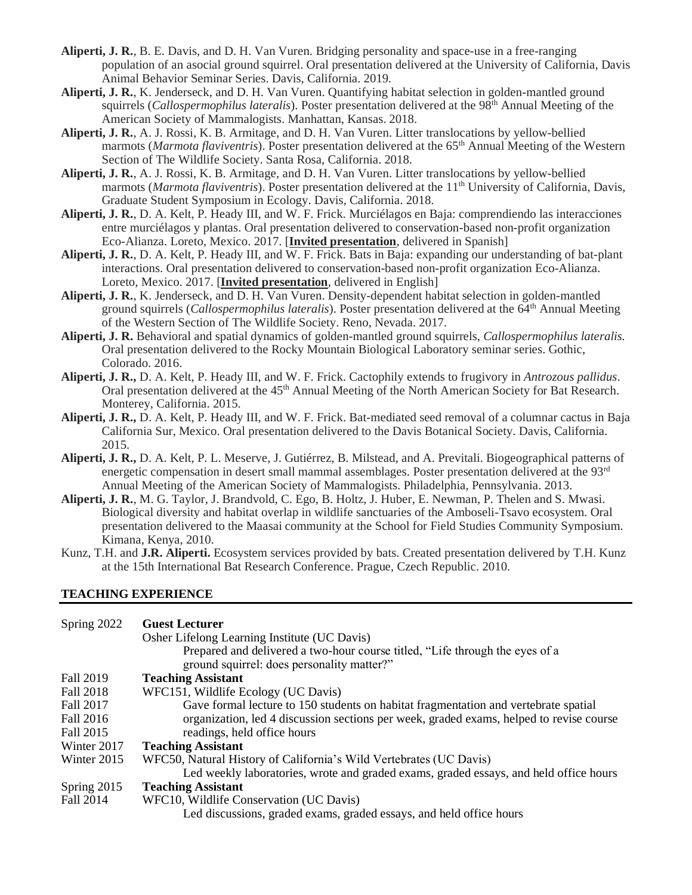**Aliperti, J. R.**, B. E. Davis, and D. H. Van Vuren. Bridging personality and space-use in a free-ranging population of an asocial ground squirrel. Oral presentation delivered at the University of California, Davis Animal Behavior Seminar Series. Davis, California. 2019.

**Aliperti, J. R.**, K. Jenderseck, and D. H. Van Vuren. Quantifying habitat selection in golden-mantled ground squirrels (*Callospermophilus lateralis*). Poster presentation delivered at the 98th Annual Meeting of the American Society of Mammalogists. Manhattan, Kansas. 2018.

**Aliperti, J. R.**, A. J. Rossi, K. B. Armitage, and D. H. Van Vuren. Litter translocations by yellow-bellied marmots (*Marmota flaviventris*). Poster presentation delivered at the 65th Annual Meeting of the Western Section of The Wildlife Society. Santa Rosa, California. 2018.

**Aliperti, J. R.**, A. J. Rossi, K. B. Armitage, and D. H. Van Vuren. Litter translocations by yellow-bellied marmots (*Marmota flaviventris*). Poster presentation delivered at the 11th University of California, Davis, Graduate Student Symposium in Ecology. Davis, California. 2018.

**Aliperti, J. R.**, D. A. Kelt, P. Heady III, and W. F. Frick. Murciélagos en Baja: comprendiendo las interacciones entre murciélagos y plantas. Oral presentation delivered to conservation-based non-profit organization Eco-Alianza. Loreto, Mexico. 2017. [**Invited presentation**, delivered in Spanish]

**Aliperti, J. R.**, D. A. Kelt, P. Heady III, and W. F. Frick. Bats in Baja: expanding our understanding of bat-plant interactions. Oral presentation delivered to conservation-based non-profit organization Eco-Alianza. Loreto, Mexico. 2017. [**Invited presentation**, delivered in English]

**Aliperti, J. R.**, K. Jenderseck, and D. H. Van Vuren. Density-dependent habitat selection in golden-mantled ground squirrels (*Callospermophilus lateralis*). Poster presentation delivered at the 64th Annual Meeting of the Western Section of The Wildlife Society. Reno, Nevada. 2017.

**Aliperti, J. R.** Behavioral and spatial dynamics of golden-mantled ground squirrels, *Callospermophilus lateralis.* Oral presentation delivered to the Rocky Mountain Biological Laboratory seminar series. Gothic, Colorado. 2016.

**Aliperti, J. R.,** D. A. Kelt, P. Heady III, and W. F. Frick. Cactophily extends to frugivory in *Antrozous pallidus*. Oral presentation delivered at the 45th Annual Meeting of the North American Society for Bat Research. Monterey, California. 2015.

**Aliperti, J. R.,** D. A. Kelt, P. Heady III, and W. F. Frick. Bat-mediated seed removal of a columnar cactus in Baja California Sur, Mexico. Oral presentation delivered to the Davis Botanical Society. Davis, California. 2015.

**Aliperti, J. R.,** D. A. Kelt, P. L. Meserve, J. Gutiérrez, B. Milstead, and A. Previtali. Biogeographical patterns of energetic compensation in desert small mammal assemblages. Poster presentation delivered at the 93rd Annual Meeting of the American Society of Mammalogists. Philadelphia, Pennsylvania. 2013.

**Aliperti, J. R.**, M. G. Taylor, J. Brandvold, C. Ego, B. Holtz, J. Huber, E. Newman, P. Thelen and S. Mwasi. Biological diversity and habitat overlap in wildlife sanctuaries of the Amboseli-Tsavo ecosystem. Oral presentation delivered to the Maasai community at the School for Field Studies Community Symposium. Kimana, Kenya, 2010.

Kunz, T.H. and **J.R. Aliperti.** Ecosystem services provided by bats. Created presentation delivered by T.H. Kunz at the 15th International Bat Research Conference. Prague, Czech Republic. 2010.

## TEACHING EXPERIENCE

Spring 2022 — **Guest Lecturer**
Osher Lifelong Learning Institute (UC Davis)
Prepared and delivered a two-hour course titled, "Life through the eyes of a ground squirrel: does personality matter?"

Fall 2019, Fall 2018, Fall 2017, Fall 2016, Fall 2015 — **Teaching Assistant**
WFC151, Wildlife Ecology (UC Davis)
Gave formal lecture to 150 students on habitat fragmentation and vertebrate spatial organization, led 4 discussion sections per week, graded exams, helped to revise course readings, held office hours

Winter 2017, Winter 2015 — **Teaching Assistant**
WFC50, Natural History of California's Wild Vertebrates (UC Davis)
Led weekly laboratories, wrote and graded exams, graded essays, and held office hours

Spring 2015, Fall 2014 — **Teaching Assistant**
WFC10, Wildlife Conservation (UC Davis)
Led discussions, graded exams, graded essays, and held office hours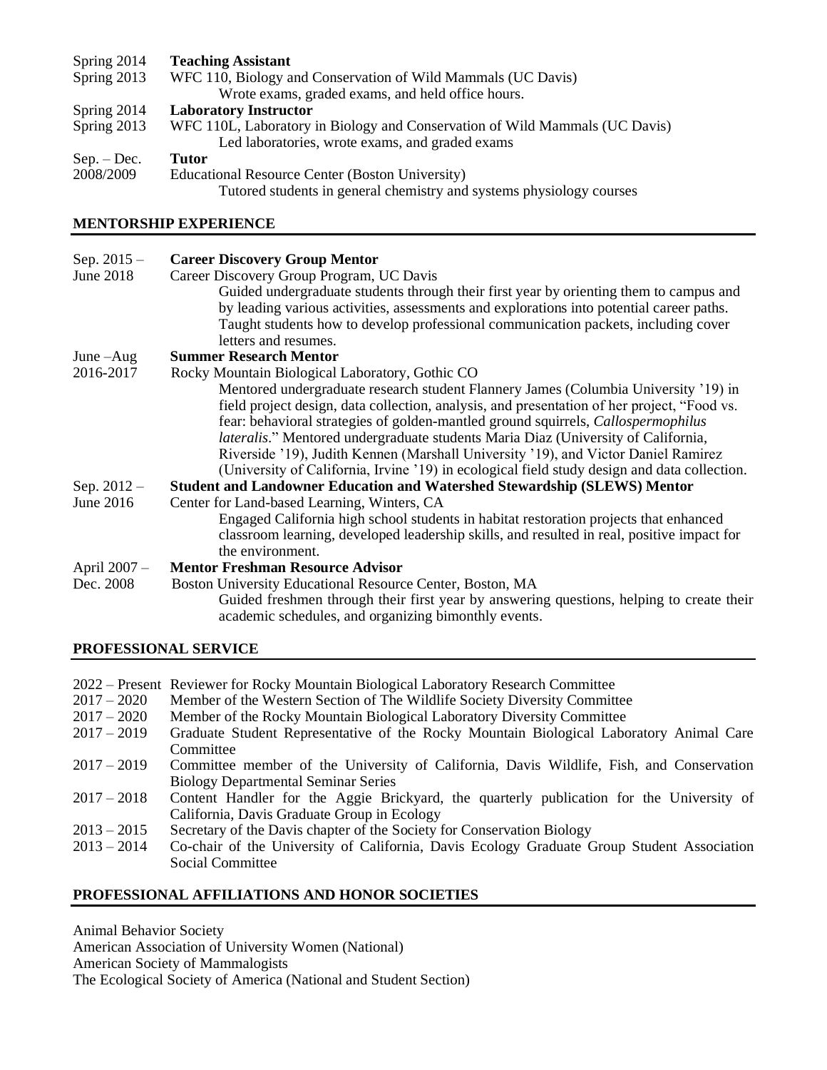Spring 2014
Spring 2013
**Teaching Assistant**
WFC 110, Biology and Conservation of Wild Mammals (UC Davis)
Wrote exams, graded exams, and held office hours.

Spring 2014
Spring 2013
**Laboratory Instructor**
WFC 110L, Laboratory in Biology and Conservation of Wild Mammals (UC Davis)
Led laboratories, wrote exams, and graded exams

Sep. – Dec.
2008/2009
**Tutor**
Educational Resource Center (Boston University)
Tutored students in general chemistry and systems physiology courses

## MENTORSHIP EXPERIENCE

Sep. 2015 –
June 2018
**Career Discovery Group Mentor**
Career Discovery Group Program, UC Davis
Guided undergraduate students through their first year by orienting them to campus and by leading various activities, assessments and explorations into potential career paths. Taught students how to develop professional communication packets, including cover letters and resumes.

June –Aug
2016-2017
**Summer Research Mentor**
Rocky Mountain Biological Laboratory, Gothic CO
Mentored undergraduate research student Flannery James (Columbia University '19) in field project design, data collection, analysis, and presentation of her project, "Food vs. fear: behavioral strategies of golden-mantled ground squirrels, *Callospermophilus lateralis*." Mentored undergraduate students Maria Diaz (University of California, Riverside '19), Judith Kennen (Marshall University '19), and Victor Daniel Ramirez (University of California, Irvine '19) in ecological field study design and data collection.

Sep. 2012 –
June 2016
**Student and Landowner Education and Watershed Stewardship (SLEWS) Mentor**
Center for Land-based Learning, Winters, CA
Engaged California high school students in habitat restoration projects that enhanced classroom learning, developed leadership skills, and resulted in real, positive impact for the environment.

April 2007 –
Dec. 2008
**Mentor Freshman Resource Advisor**
Boston University Educational Resource Center, Boston, MA
Guided freshmen through their first year by answering questions, helping to create their academic schedules, and organizing bimonthly events.

## PROFESSIONAL SERVICE

2022 – Present Reviewer for Rocky Mountain Biological Laboratory Research Committee
2017 – 2020 Member of the Western Section of The Wildlife Society Diversity Committee
2017 – 2020 Member of the Rocky Mountain Biological Laboratory Diversity Committee
2017 – 2019 Graduate Student Representative of the Rocky Mountain Biological Laboratory Animal Care Committee
2017 – 2019 Committee member of the University of California, Davis Wildlife, Fish, and Conservation Biology Departmental Seminar Series
2017 – 2018 Content Handler for the Aggie Brickyard, the quarterly publication for the University of California, Davis Graduate Group in Ecology
2013 – 2015 Secretary of the Davis chapter of the Society for Conservation Biology
2013 – 2014 Co-chair of the University of California, Davis Ecology Graduate Group Student Association Social Committee

## PROFESSIONAL AFFILIATIONS AND HONOR SOCIETIES

Animal Behavior Society
American Association of University Women (National)
American Society of Mammalogists
The Ecological Society of America (National and Student Section)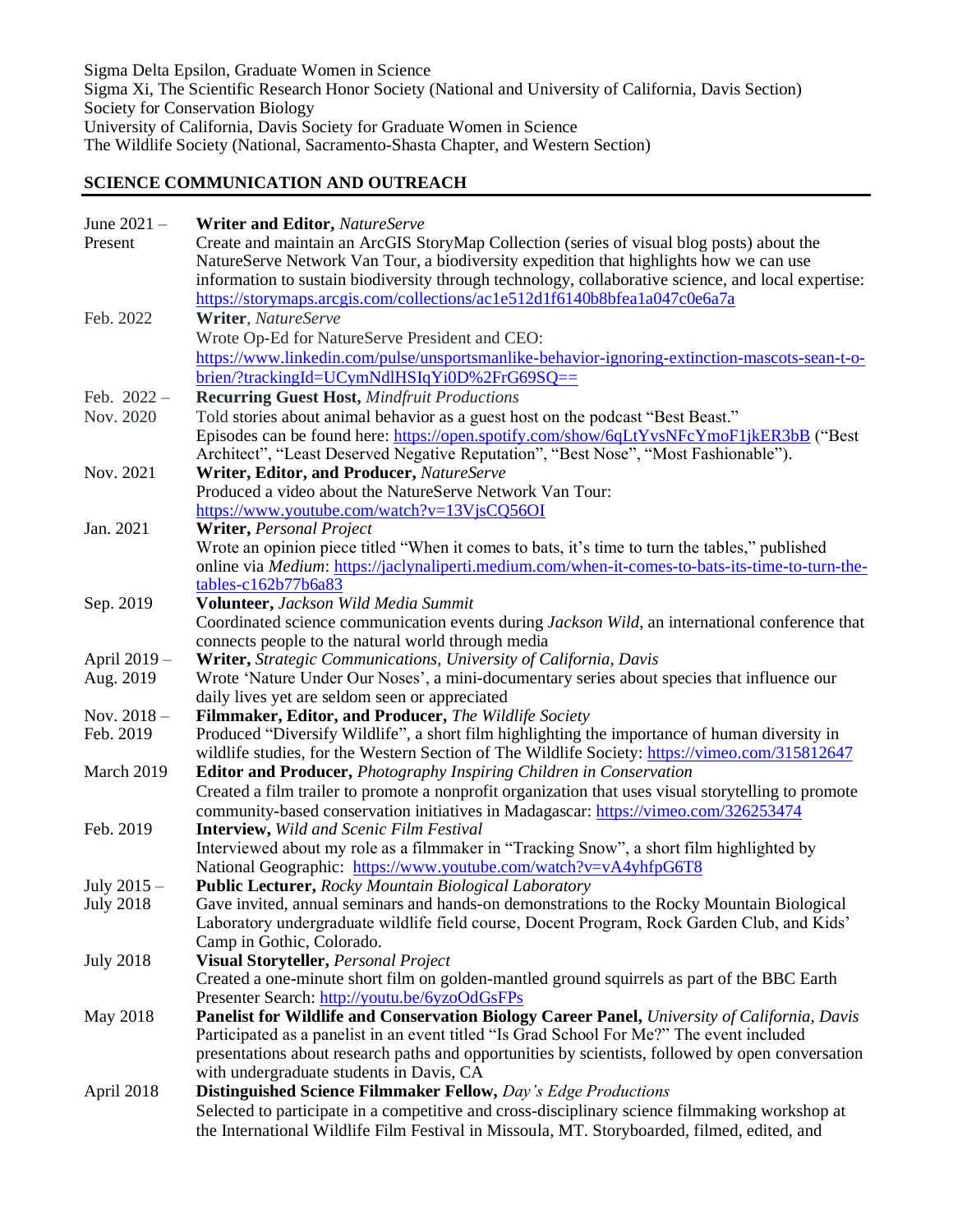Sigma Delta Epsilon, Graduate Women in Science
Sigma Xi, The Scientific Research Honor Society (National and University of California, Davis Section)
Society for Conservation Biology
University of California, Davis Society for Graduate Women in Science
The Wildlife Society (National, Sacramento-Shasta Chapter, and Western Section)

## SCIENCE COMMUNICATION AND OUTREACH

June 2021 – Present
**Writer and Editor,** *NatureServe*
Create and maintain an ArcGIS StoryMap Collection (series of visual blog posts) about the NatureServe Network Van Tour, a biodiversity expedition that highlights how we can use information to sustain biodiversity through technology, collaborative science, and local expertise: https://storymaps.arcgis.com/collections/ac1e512d1f6140b8bfea1a047c0e6a7a

Feb. 2022
**Writer**, *NatureServe*
Wrote Op-Ed for NatureServe President and CEO: https://www.linkedin.com/pulse/unsportsmanlike-behavior-ignoring-extinction-mascots-sean-t-o-brien/?trackingId=UCymNdlHSIqYi0D%2FrG69SQ==

Feb. 2022 – Nov. 2020
**Recurring Guest Host,** *Mindfruit Productions*
Told stories about animal behavior as a guest host on the podcast "Best Beast." Episodes can be found here: https://open.spotify.com/show/6qLtYvsNFcYmoF1jkER3bB ("Best Architect", "Least Deserved Negative Reputation", "Best Nose", "Most Fashionable").

Nov. 2021
**Writer, Editor, and Producer,** *NatureServe*
Produced a video about the NatureServe Network Van Tour: https://www.youtube.com/watch?v=13VjsCQ56OI

Jan. 2021
**Writer,** *Personal Project*
Wrote an opinion piece titled "When it comes to bats, it's time to turn the tables," published online via *Medium*: https://jaclynaliperti.medium.com/when-it-comes-to-bats-its-time-to-turn-the-tables-c162b77b6a83

Sep. 2019
**Volunteer,** *Jackson Wild Media Summit*
Coordinated science communication events during *Jackson Wild*, an international conference that connects people to the natural world through media

April 2019 – Aug. 2019
**Writer,** *Strategic Communications, University of California, Davis*
Wrote 'Nature Under Our Noses', a mini-documentary series about species that influence our daily lives yet are seldom seen or appreciated

Nov. 2018 – Feb. 2019
**Filmmaker, Editor, and Producer,** *The Wildlife Society*
Produced "Diversify Wildlife", a short film highlighting the importance of human diversity in wildlife studies, for the Western Section of The Wildlife Society: https://vimeo.com/315812647

March 2019
**Editor and Producer,** *Photography Inspiring Children in Conservation*
Created a film trailer to promote a nonprofit organization that uses visual storytelling to promote community-based conservation initiatives in Madagascar: https://vimeo.com/326253474

Feb. 2019
**Interview,** *Wild and Scenic Film Festival*
Interviewed about my role as a filmmaker in "Tracking Snow", a short film highlighted by National Geographic: https://www.youtube.com/watch?v=vA4yhfpG6T8

July 2015 – July 2018
**Public Lecturer,** *Rocky Mountain Biological Laboratory*
Gave invited, annual seminars and hands-on demonstrations to the Rocky Mountain Biological Laboratory undergraduate wildlife field course, Docent Program, Rock Garden Club, and Kids' Camp in Gothic, Colorado.

July 2018
**Visual Storyteller,** *Personal Project*
Created a one-minute short film on golden-mantled ground squirrels as part of the BBC Earth Presenter Search: http://youtu.be/6yzoOdGsFPs

May 2018
**Panelist for Wildlife and Conservation Biology Career Panel,** *University of California, Davis*
Participated as a panelist in an event titled "Is Grad School For Me?" The event included presentations about research paths and opportunities by scientists, followed by open conversation with undergraduate students in Davis, CA

April 2018
**Distinguished Science Filmmaker Fellow,** *Day's Edge Productions*
Selected to participate in a competitive and cross-disciplinary science filmmaking workshop at the International Wildlife Film Festival in Missoula, MT. Storyboarded, filmed, edited, and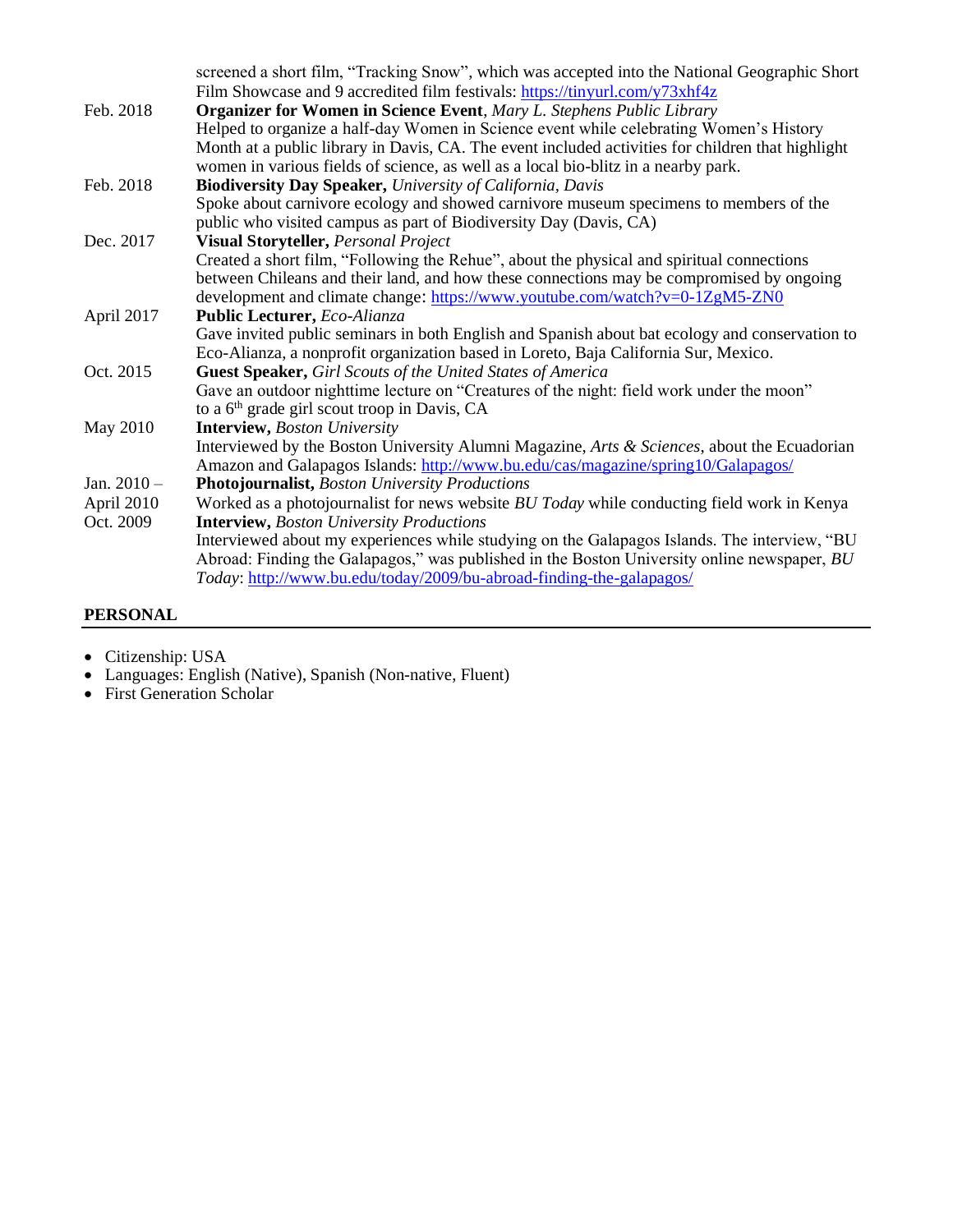screened a short film, "Tracking Snow", which was accepted into the National Geographic Short Film Showcase and 9 accredited film festivals: https://tinyurl.com/y73xhf4z

Feb. 2018 **Organizer for Women in Science Event**, *Mary L. Stephens Public Library*
Helped to organize a half-day Women in Science event while celebrating Women's History Month at a public library in Davis, CA. The event included activities for children that highlight women in various fields of science, as well as a local bio-blitz in a nearby park.

Feb. 2018 **Biodiversity Day Speaker,** *University of California, Davis*
Spoke about carnivore ecology and showed carnivore museum specimens to members of the public who visited campus as part of Biodiversity Day (Davis, CA)

Dec. 2017 **Visual Storyteller,** *Personal Project*
Created a short film, "Following the Rehue", about the physical and spiritual connections between Chileans and their land, and how these connections may be compromised by ongoing development and climate change: https://www.youtube.com/watch?v=0-1ZgM5-ZN0

April 2017 **Public Lecturer,** *Eco-Alianza*
Gave invited public seminars in both English and Spanish about bat ecology and conservation to Eco-Alianza, a nonprofit organization based in Loreto, Baja California Sur, Mexico.

Oct. 2015 **Guest Speaker,** *Girl Scouts of the United States of America*
Gave an outdoor nighttime lecture on "Creatures of the night: field work under the moon" to a 6th grade girl scout troop in Davis, CA

May 2010 **Interview,** *Boston University*
Interviewed by the Boston University Alumni Magazine, *Arts & Sciences*, about the Ecuadorian Amazon and Galapagos Islands: http://www.bu.edu/cas/magazine/spring10/Galapagos/

Jan. 2010 – April 2010 **Photojournalist,** *Boston University Productions*
Worked as a photojournalist for news website *BU Today* while conducting field work in Kenya

Oct. 2009 **Interview,** *Boston University Productions*
Interviewed about my experiences while studying on the Galapagos Islands. The interview, "BU Abroad: Finding the Galapagos," was published in the Boston University online newspaper, *BU Today*: http://www.bu.edu/today/2009/bu-abroad-finding-the-galapagos/

## PERSONAL

- Citizenship: USA
- Languages: English (Native), Spanish (Non-native, Fluent)
- First Generation Scholar